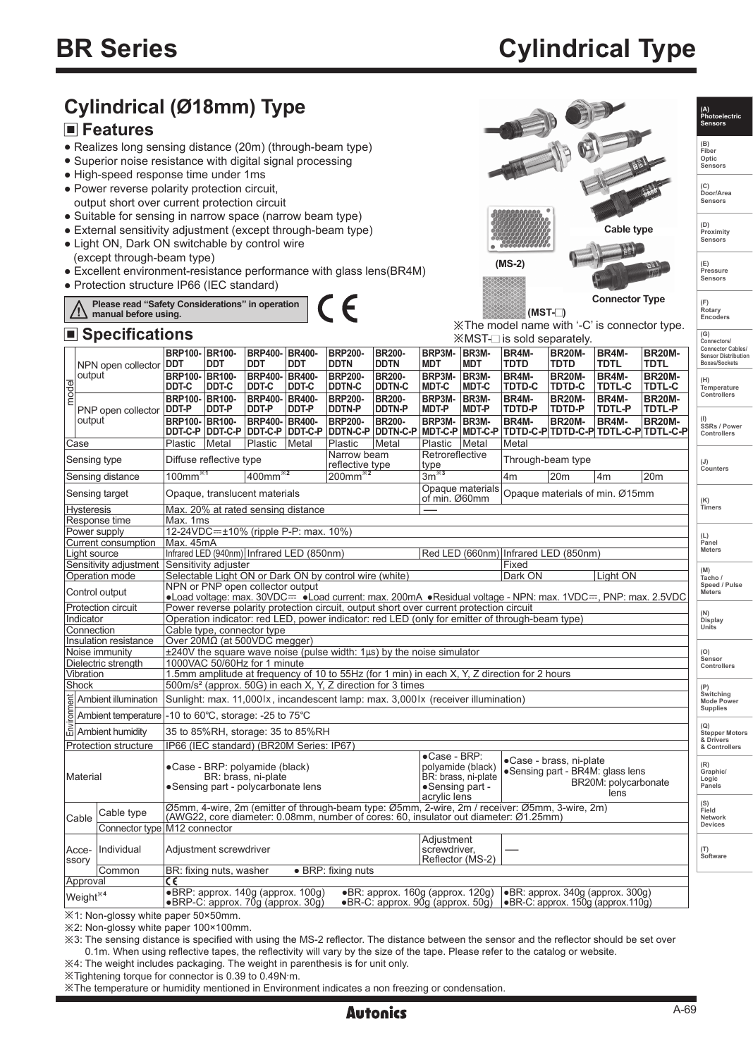# BR Series

# Cylindrical Type

## Cylindrical (Ø18mm) Type

### ■ Features

- Realizes long sensing distance (20m) (through-beam type)
- Superior noise resistance with digital signal processing
- High-speed response time under 1ms
- Power reverse polarity protection circuit, output short over current protection circuit
- Suitable for sensing in narrow space (narrow beam type)
- External sensitivity adjustment (except through-beam type)
- Light ON, Dark ON switchable by control wire (except through-beam type)
- Excellent environment-resistance performance with glass lens(BR4M)
- Protection structure IP66 (IEC standard)

⚠ Please read "Safety Considerations" in operation manual before using.

CE

Cable type

(MS-2)

Connector Type

(MST-□)

※The model name with '-C' is connector type.
※MST-□ is sold separately.

### ■ Specifications

| | | | | | | | | | | | | | |
|---|---|---|---|---|---|---|---|---|---|---|---|---|---|
| model | NPN open collector output | BRP100-DDT | BR100-DDT | BRP400-DDT | BR400-DDT | BRP200-DDTN | BR200-DDTN | BRP3M-MDT | BR3M-MDT | BR4M-TDTD | BR20M-TDTD | BR4M-TDTL | BR20M-TDTL |
| | | BRP100-DDT-C | BR100-DDT-C | BRP400-DDT-C | BR400-DDT-C | BRP200-DDTN-C | BR200-DDTN-C | BRP3M-MDT-C | BR3M-MDT-C | BR4M-TDTD-C | BR20M-TDTD-C | BR4M-TDTL-C | BR20M-TDTL-C |
| | PNP open collector output | BRP100-DDT-P | BR100-DDT-P | BRP400-DDT-P | BR400-DDT-P | BRP200-DDTN-P | BR200-DDTN-P | BRP3M-MDT-P | BR3M-MDT-P | BR4M-TDTD-P | BR20M-TDTD-P | BR4M-TDTL-P | BR20M-TDTL-P |
| | | BRP100-DDT-C-P | BR100-DDT-C-P | BRP400-DDT-C-P | BR400-DDT-C-P | BRP200-DDTN-C-P | BR200-DDTN-C-P | BRP3M-MDT-C-P | BR3M-MDT-C-P | BR4M-TDTD-C-P | BR20M-TDTD-C-P | BR4M-TDTL-C-P | BR20M-TDTL-C-P |
| Case | | Plastic | Metal | Plastic | Metal | Plastic | Metal | Plastic | Metal | Metal | | | |
| Sensing type | | Diffuse reflective type | | | | Narrow beam reflective type | | Retroreflective type | | Through-beam type | | | |
| Sensing distance | | 100mm※1 | | 400mm※2 | | 200mm※2 | | 3m※3 | | 4m | 20m | 4m | 20m |
| Sensing target | | Opaque, translucent materials | | | | | | Opaque materials of min. Ø60mm | | Opaque materials of min. Ø15mm | | | |
| Hysteresis | | Max. 20% at rated sensing distance | | | | | | ── | | | | | |
| Response time | | Max. 1ms | | | | | | | | | | | |
| Power supply | | 12-24VDC⎓±10% (ripple P-P: max. 10%) | | | | | | | | | | | |
| Current consumption | | Max. 45mA | | | | | | | | | | | |
| Light source | | Infrared LED (940nm) | Infrared LED (850nm) | | | | | Red LED (660nm) | | Infrared LED (850nm) | | | |
| Sensitivity adjustment | | Sensitivity adjuster | | | | | | | | Fixed | | | |
| Operation mode | | Selectable Light ON or Dark ON by control wire (white) | | | | | | | | Dark ON | | Light ON | |
| Control output | | NPN or PNP open collector output ●Load voltage: max. 30VDC⎓ ●Load current: max. 200mA ●Residual voltage - NPN: max. 1VDC⎓, PNP: max. 2.5VDC | | | | | | | | | | | |
| Protection circuit | | Power reverse polarity protection circuit, output short over current protection circuit | | | | | | | | | | | |
| Indicator | | Operation indicator: red LED, power indicator: red LED (only for emitter of through-beam type) | | | | | | | | | | | |
| Connection | | Cable type, connector type | | | | | | | | | | | |
| Insulation resistance | | Over 20MΩ (at 500VDC megger) | | | | | | | | | | | |
| Noise immunity | | ±240V the square wave noise (pulse width: 1μs) by the noise simulator | | | | | | | | | | | |
| Dielectric strength | | 1000VAC 50/60Hz for 1 minute | | | | | | | | | | | |
| Vibration | | 1.5mm amplitude at frequency of 10 to 55Hz (for 1 min) in each X, Y, Z direction for 2 hours | | | | | | | | | | | |
| Shock | | 500m/s² (approx. 50G) in each X, Y, Z direction for 3 times | | | | | | | | | | | |
| Environment | Ambient illumination | Sunlight: max. 11,000lx, incandescent lamp: max. 3,000lx (receiver illumination) | | | | | | | | | | | |
| | Ambient temperature | -10 to 60℃, storage: -25 to 75℃ | | | | | | | | | | | |
| | Ambient humidity | 35 to 85%RH, storage: 35 to 85%RH | | | | | | | | | | | |
| Protection structure | | IP66 (IEC standard) (BR20M Series: IP67) | | | | | | | | | | | |
| Material | | ●Case - BRP: polyamide (black) BR: brass, ni-plate ●Sensing part - polycarbonate lens | | | | | | ●Case - BRP: polyamide (black) BR: brass, ni-plate ●Sensing part - acrylic lens | | ●Case - brass, ni-plate ●Sensing part - BR4M: glass lens BR20M: polycarbonate lens | | | |
| Cable | Cable type | Ø5mm, 4-wire, 2m (emitter of through-beam type: Ø5mm, 2-wire, 2m / receiver: Ø5mm, 3-wire, 2m) (AWG22, core diameter: 0.08mm, number of cores: 60, insulator out diameter: Ø1.25mm) | | | | | | | | | | | |
| | Connector type | M12 connector | | | | | | | | | | | |
| Accessory | Individual | Adjustment screwdriver | | | | | | Adjustment screwdriver, Reflector (MS-2) | | ── | | | |
| | Common | BR: fixing nuts, washer ● BRP: fixing nuts | | | | | | | | | | | |
| Approval | | CE | | | | | | | | | | | |
| Weight※4 | | ●BRP: approx. 140g (approx. 100g) ●BRP-C: approx. 70g (approx. 30g) | | | | ●BR: approx. 160g (approx. 120g) ●BR-C: approx. 90g (approx. 50g) | | | | ●BR: approx. 340g (approx. 300g) ●BR-C: approx. 150g (approx.110g) | | | |

※1: Non-glossy white paper 50×50mm.
※2: Non-glossy white paper 100×100mm.
※3: The sensing distance is specified with using the MS-2 reflector. The distance between the sensor and the reflector should be set over 0.1m. When using reflective tapes, the reflectivity will vary by the size of the tape. Please refer to the catalog or website.
※4: The weight includes packaging. The weight in parenthesis is for unit only.
※Tightening torque for connector is 0.39 to 0.49N·m.
※The temperature or humidity mentioned in Environment indicates a non freezing or condensation.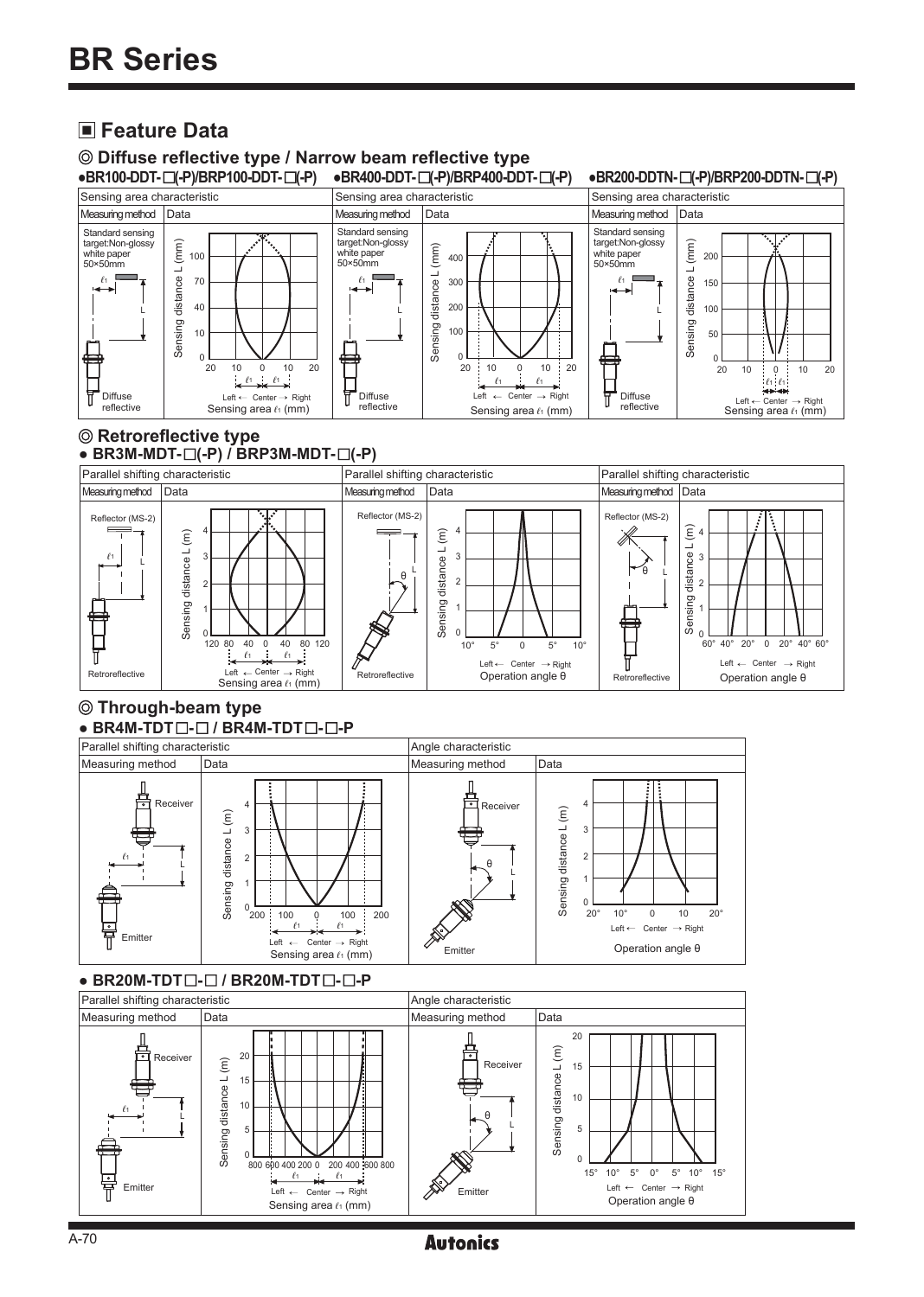# BR Series

## ■ Feature Data

### ◎ Diffuse reflective type / Narrow beam reflective type

●BR100-DDT-□(-P)/BRP100-DDT-□(-P) ●BR400-DDT-□(-P)/BRP400-DDT-□(-P) ●BR200-DDTN-□(-P)/BRP200-DDTN-□(-P)

| Sensing area characteristic | | Sensing area characteristic | | Sensing area characteristic | |
|---|---|---|---|---|---|
| Measuring method | Data | Measuring method | Data | Measuring method | Data |
| Standard sensing target:Non-glossy white paper 50×50mm; $\ell_1$; L; Diffuse reflective | Sensing distance L (mm): 0, 10, 40, 70, 100; Left ← Center → Right; Sensing area $\ell_1$ (mm): 20, 10, 0, 10, 20 | Standard sensing target:Non-glossy white paper 50×50mm; $\ell_1$; L; Diffuse reflective | Sensing distance L (mm): 0, 100, 200, 300, 400; Left ← Center → Right; Sensing area $\ell_1$ (mm): 20, 10, 0, 10, 20 | Standard sensing target:Non-glossy white paper 50×50mm; $\ell_1$; L; Diffuse reflective | Sensing distance L (mm): 0, 50, 100, 150, 200; Left ← Center → Right; Sensing area $\ell_1$ (mm): 20, 10, 0, 10, 20 |

### ◎ Retroreflective type

● BR3M-MDT-□(-P) / BRP3M-MDT-□(-P)

| Parallel shifting characteristic | | Parallel shifting characteristic | | Parallel shifting characteristic | |
|---|---|---|---|---|---|
| Measuring method | Data | Measuring method | Data | Measuring method | Data |
| Reflector (MS-2); $\ell_1$; L; Retroreflective | Sensing distance L (m): 0, 1, 2, 3, 4; Left ← Center → Right; Sensing area $\ell_1$ (mm): 120, 80, 40, 0, 40, 80, 120 | Reflector (MS-2); θ; L; Retroreflective | Sensing distance L (m): 0, 1, 2, 3, 4; Left ← Center → Right; Operation angle θ: 10°, 5°, 0, 5°, 10° | Reflector (MS-2); θ; L; Retroreflective | Sensing distance L (m): 0, 1, 2, 3, 4; Left ← Center → Right; Operation angle θ: 60°, 40°, 20°, 0, 20°, 40°, 60° |

### ◎ Through-beam type

● BR4M-TDT□-□ / BR4M-TDT□-□-P

| Parallel shifting characteristic | | Angle characteristic | |
|---|---|---|---|
| Measuring method | Data | Measuring method | Data |
| Receiver; $\ell_1$; L; Emitter | Sensing distance L (m): 0, 1, 2, 3, 4; Left ← Center → Right; Sensing area $\ell_1$ (mm): 200, 100, 0, 100, 200 | Receiver; θ; L; Emitter | Sensing distance L (m): 0, 1, 2, 3, 4; Left ← Center → Right; Operation angle θ: 20°, 10°, 0, 10, 20° |

● BR20M-TDT□-□ / BR20M-TDT□-□-P

| Parallel shifting characteristic | | Angle characteristic | |
|---|---|---|---|
| Measuring method | Data | Measuring method | Data |
| Receiver; $\ell_1$; L; Emitter | Sensing distance L (m): 0, 5, 10, 15, 20; Left ← Center → Right; Sensing area $\ell_1$ (mm): 800, 600, 400, 200, 0, 200, 400, 600, 800 | Receiver; θ; L; Emitter | Sensing distance L (m): 0, 5, 10, 15, 20; Left ← Center → Right; Operation angle θ: 15°, 10°, 5°, 0°, 5°, 10°, 15° |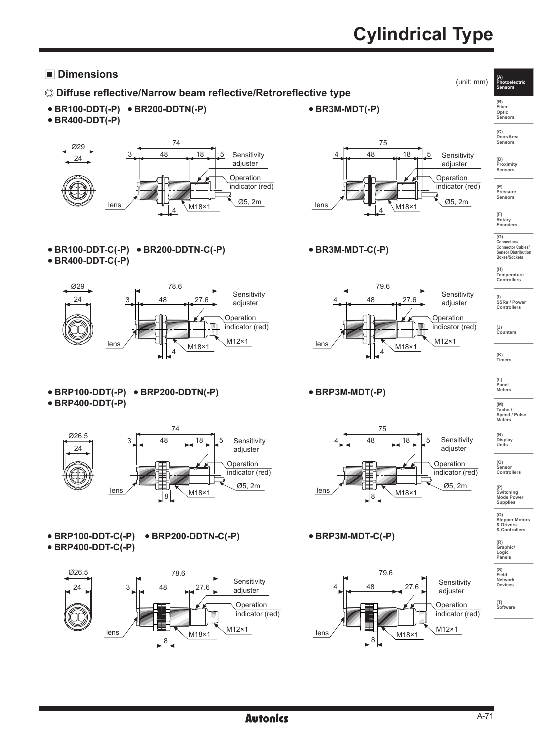# Cylindrical Type

## ■ Dimensions

(unit: mm)

### ◎ Diffuse reflective/Narrow beam reflective/Retroreflective type

- BR100-DDT(-P) • BR200-DDTN(-P)
- BR400-DDT(-P)

Ø29, 24, 74, 3, 48, 18, 5, Sensitivity adjuster, Operation indicator (red), Ø5, 2m, lens, 4, M18×1

- BR3M-MDT(-P)

75, 4, 48, 18, 5, Sensitivity adjuster, Operation indicator (red), Ø5, 2m, lens, 4, M18×1

- BR100-DDT-C(-P) • BR200-DDTN-C(-P)
- BR400-DDT-C(-P)

Ø29, 24, 78.6, 3, 48, 27.6, Sensitivity adjuster, Operation indicator (red), M12×1, lens, 4, M18×1

- BR3M-MDT-C(-P)

79.6, 4, 48, 27.6, Sensitivity adjuster, Operation indicator (red), M12×1, lens, 4, M18×1

- BRP100-DDT(-P) • BRP200-DDTN(-P)
- BRP400-DDT(-P)

Ø26.5, 24, 74, 3, 48, 18, 5, Sensitivity adjuster, Operation indicator (red), Ø5, 2m, lens, 8, M18×1

- BRP3M-MDT(-P)

75, 4, 48, 18, 5, Sensitivity adjuster, Operation indicator (red), Ø5, 2m, lens, 8, M18×1

- BRP100-DDT-C(-P) • BRP200-DDTN-C(-P)
- BRP400-DDT-C(-P)

Ø26.5, 24, 78.6, 3, 48, 27.6, Sensitivity adjuster, Operation indicator (red), M12×1, lens, 8, M18×1

- BRP3M-MDT-C(-P)

79.6, 4, 48, 27.6, Sensitivity adjuster, Operation indicator (red), M12×1, lens, 8, M18×1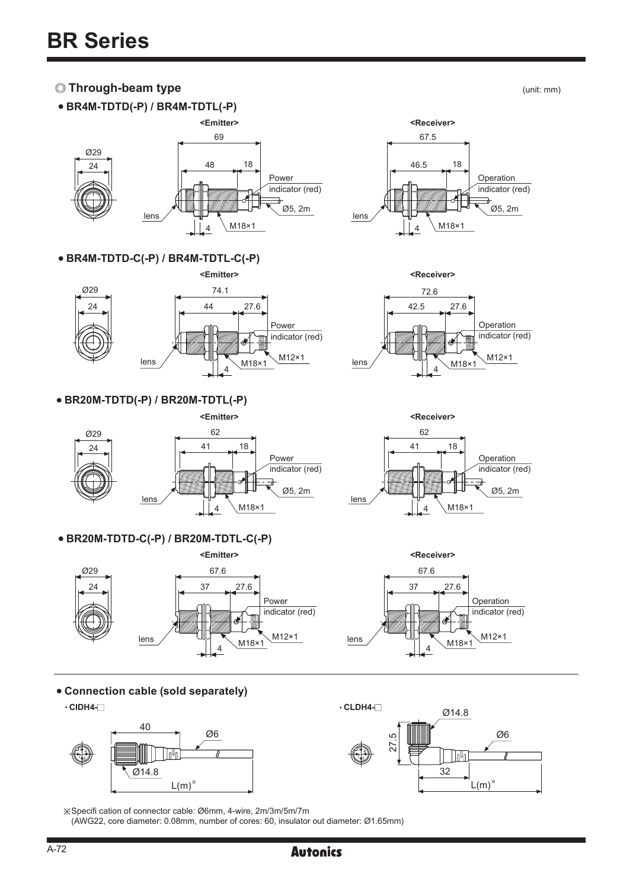# BR Series

### ◎ Through-beam type

(unit: mm)

- **BR4M-TDTD(-P) / BR4M-TDTL(-P)**

<Emitter>

Ø29, 24, 69, 48, 18, Power indicator (red), Ø5, 2m, lens, 4, M18×1

<Receiver>

67.5, 46.5, 18, Operation indicator (red), Ø5, 2m, lens, 4, M18×1

- **BR4M-TDTD-C(-P) / BR4M-TDTL-C(-P)**

<Emitter>

Ø29, 24, 74.1, 44, 27.6, Power indicator (red), M12×1, lens, 4, M18×1

<Receiver>

72.6, 42.5, 27.6, Operation indicator (red), M12×1, lens, 4, M18×1

- **BR20M-TDTD(-P) / BR20M-TDTL(-P)**

<Emitter>

Ø29, 24, 62, 41, 18, Power indicator (red), Ø5, 2m, lens, 4, M18×1

<Receiver>

62, 41, 18, Operation indicator (red), Ø5, 2m, lens, 4, M18×1

- **BR20M-TDTD-C(-P) / BR20M-TDTL-C(-P)**

<Emitter>

Ø29, 24, 67.6, 37, 27.6, Power indicator (red), M12×1, lens, 4, M18×1

<Receiver>

67.6, 37, 27.6, Operation indicator (red), M12×1, lens, 4, M18×1

- **Connection cable (sold separately)**

· CIDH4-□

40, Ø6, Ø14.8, L(m)※

· CLDH4-□

Ø14.8, 27.5, Ø6, 32, L(m)※

※Specifi cation of connector cable: Ø6mm, 4-wire, 2m/3m/5m/7m
(AWG22, core diameter: 0.08mm, number of cores: 60, insulator out diameter: Ø1.65mm)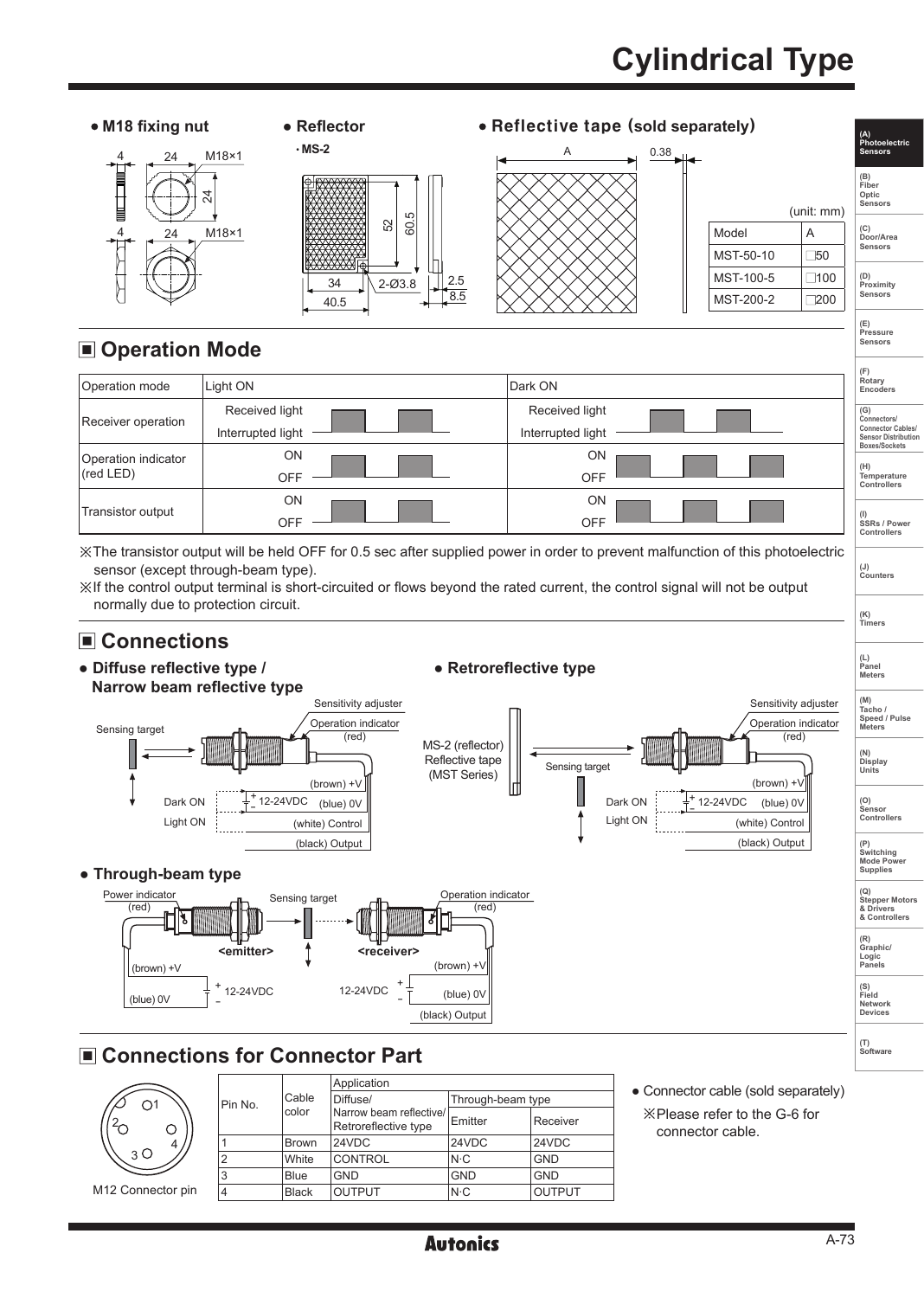# Cylindrical Type

- **M18 fixing nut**
- **Reflector**
  - MS-2
- **Reflective tape (sold separately)**

(unit: mm)

| Model | A |
|---|---|
| MST-50-10 | □50 |
| MST-100-5 | □100 |
| MST-200-2 | □200 |

## ■ Operation Mode

| Operation mode | Light ON | Dark ON |
|---|---|---|
| Receiver operation | Received light / Interrupted light | Received light / Interrupted light |
| Operation indicator (red LED) | ON / OFF | ON / OFF |
| Transistor output | ON / OFF | ON / OFF |

※The transistor output will be held OFF for 0.5 sec after supplied power in order to prevent malfunction of this photoelectric sensor (except through-beam type).

※If the control output terminal is short-circuited or flows beyond the rated current, the control signal will not be output normally due to protection circuit.

## ■ Connections

- **Diffuse reflective type / Narrow beam reflective type**

Sensing target, Sensitivity adjuster, Operation indicator (red), Dark ON, Light ON, 12-24VDC, (brown) +V, (blue) 0V, (white) Control, (black) Output

- **Retroreflective type**

MS-2 (reflector), Reflective tape (MST Series), Sensing target, Sensitivity adjuster, Operation indicator (red), Dark ON, Light ON, 12-24VDC, (brown) +V, (blue) 0V, (white) Control, (black) Output

- **Through-beam type**

Power indicator (red), <emitter>, (brown) +V, (blue) 0V, 12-24VDC, Sensing target, Operation indicator (red), <receiver>, 12-24VDC, (brown) +V, (blue) 0V, (black) Output

## ■ Connections for Connector Part

M12 Connector pin

| Pin No. | Cable color | Application: Diffuse/ Narrow beam reflective/ Retroreflective type | Application: Through-beam type: Emitter | Application: Through-beam type: Receiver |
|---|---|---|---|---|
| 1 | Brown | 24VDC | 24VDC | 24VDC |
| 2 | White | CONTROL | N·C | GND |
| 3 | Blue | GND | GND | GND |
| 4 | Black | OUTPUT | N·C | OUTPUT |

- Connector cable (sold separately)

※Please refer to the G-6 for connector cable.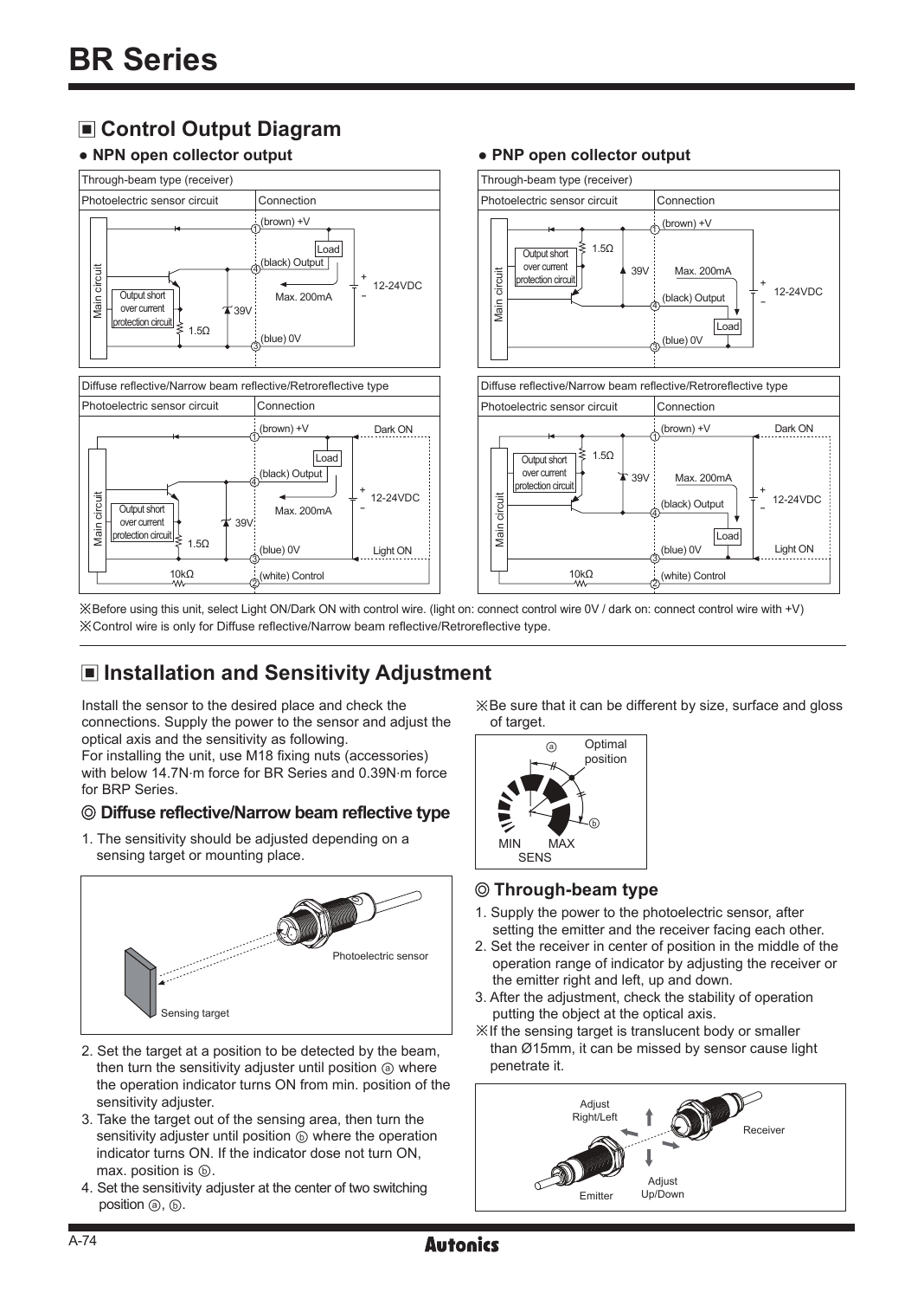# BR Series

## ■ Control Output Diagram

### ● NPN open collector output

**Through-beam type (receiver)**

| Photoelectric sensor circuit | Connection |
|---|---|
| Main circuit, Output short over current protection circuit, 1.5Ω, 39V | ① (brown) +V, ④ (black) Output, Load, Max. 200mA, 12-24VDC, ③ (blue) 0V |

**Diffuse reflective/Narrow beam reflective/Retroreflective type**

| Photoelectric sensor circuit | Connection |
|---|---|
| Main circuit, Output short over current protection circuit, 1.5Ω, 39V, 10kΩ | ① (brown) +V, ④ (black) Output, Load, Max. 200mA, 12-24VDC, ③ (blue) 0V, ② (white) Control, Dark ON, Light ON |

### ● PNP open collector output

**Through-beam type (receiver)**

| Photoelectric sensor circuit | Connection |
|---|---|
| Main circuit, Output short over current protection circuit, 1.5Ω, 39V | ① (brown) +V, Max. 200mA, ④ (black) Output, Load, 12-24VDC, ③ (blue) 0V |

**Diffuse reflective/Narrow beam reflective/Retroreflective type**

| Photoelectric sensor circuit | Connection |
|---|---|
| Main circuit, Output short over current protection circuit, 1.5Ω, 39V, 10kΩ | ① (brown) +V, Max. 200mA, ④ (black) Output, Load, 12-24VDC, ③ (blue) 0V, ② (white) Control, Dark ON, Light ON |

※Before using this unit, select Light ON/Dark ON with control wire. (light on: connect control wire 0V / dark on: connect control wire with +V)
※Control wire is only for Diffuse reflective/Narrow beam reflective/Retroreflective type.

## ■ Installation and Sensitivity Adjustment

Install the sensor to the desired place and check the connections. Supply the power to the sensor and adjust the optical axis and the sensitivity as following.
For installing the unit, use M18 fixing nuts (accessories) with below 14.7N·m force for BR Series and 0.39N·m force for BRP Series.

### ◎ Diffuse reflective/Narrow beam reflective type

1. The sensitivity should be adjusted depending on a sensing target or mounting place.

Photoelectric sensor

Sensing target

2. Set the target at a position to be detected by the beam, then turn the sensitivity adjuster until position ⓐ where the operation indicator turns ON from min. position of the sensitivity adjuster.
3. Take the target out of the sensing area, then turn the sensitivity adjuster until position ⓑ where the operation indicator turns ON. If the indicator dose not turn ON, max. position is ⓑ.
4. Set the sensitivity adjuster at the center of two switching position ⓐ, ⓑ.

※Be sure that it can be different by size, surface and gloss of target.

ⓐ Optimal position ⓑ

MIN MAX
SENS

### ◎ Through-beam type

1. Supply the power to the photoelectric sensor, after setting the emitter and the receiver facing each other.
2. Set the receiver in center of position in the middle of the operation range of indicator by adjusting the receiver or the emitter right and left, up and down.
3. After the adjustment, check the stability of operation putting the object at the optical axis.

※If the sensing target is translucent body or smaller than Ø15mm, it can be missed by sensor cause light penetrate it.

Adjust Right/Left

Receiver

Emitter

Adjust Up/Down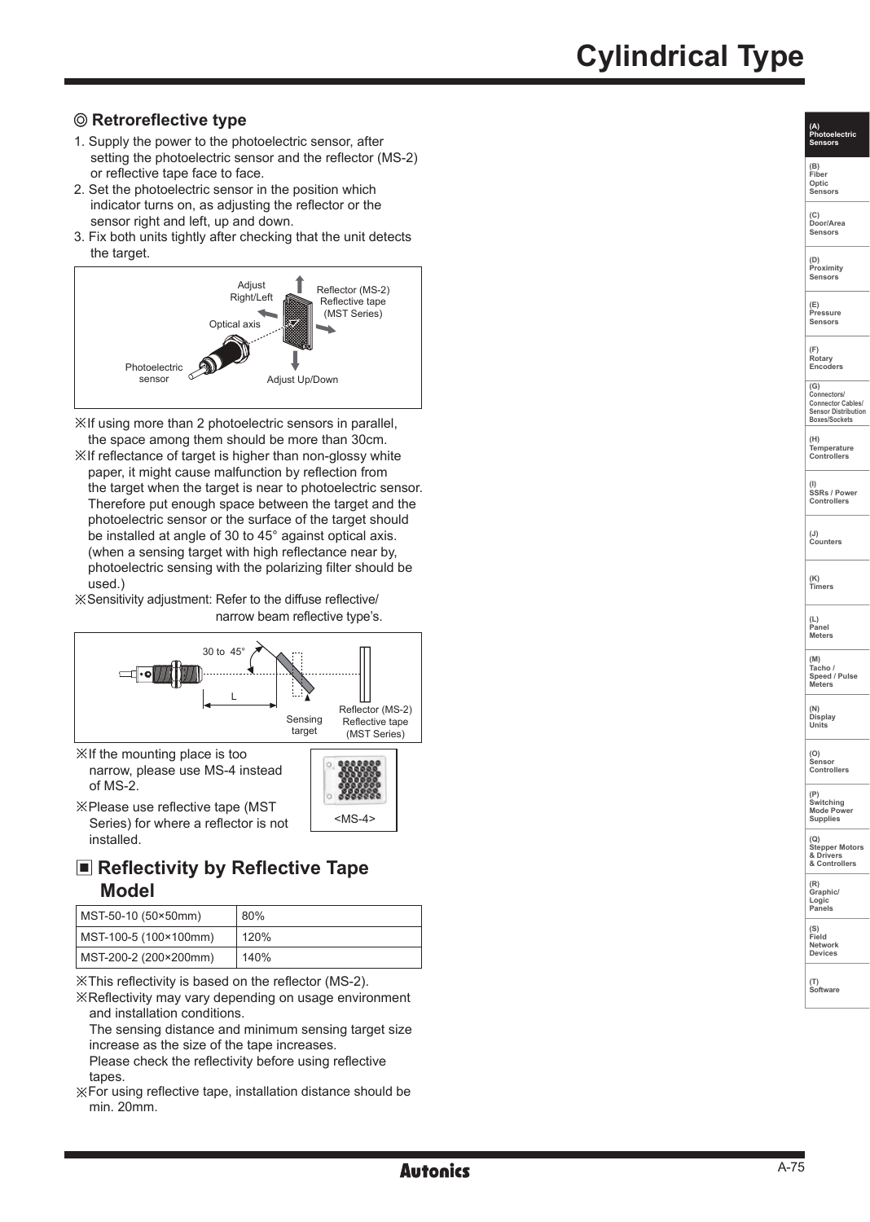# Cylindrical Type

## ◎ Retroreflective type

1. Supply the power to the photoelectric sensor, after setting the photoelectric sensor and the reflector (MS-2) or reflective tape face to face.
2. Set the photoelectric sensor in the position which indicator turns on, as adjusting the reflector or the sensor right and left, up and down.
3. Fix both units tightly after checking that the unit detects the target.

Adjust Right/Left
Reflector (MS-2)
Reflective tape (MST Series)
Optical axis
Photoelectric sensor
Adjust Up/Down

※If using more than 2 photoelectric sensors in parallel, the space among them should be more than 30cm.

※If reflectance of target is higher than non-glossy white paper, it might cause malfunction by reflection from the target when the target is near to photoelectric sensor. Therefore put enough space between the target and the photoelectric sensor or the surface of the target should be installed at angle of 30 to 45° against optical axis. (when a sensing target with high reflectance near by, photoelectric sensing with the polarizing filter should be used.)

※Sensitivity adjustment: Refer to the diffuse reflective/narrow beam reflective type's.

30 to 45°
L
Sensing target
Reflector (MS-2)
Reflective tape (MST Series)

※If the mounting place is too narrow, please use MS-4 instead of MS-2.

※Please use reflective tape (MST Series) for where a reflector is not installed.

<MS-4>

## ■ Reflectivity by Reflective Tape Model

| | |
|---|---|
| MST-50-10 (50×50mm) | 80% |
| MST-100-5 (100×100mm) | 120% |
| MST-200-2 (200×200mm) | 140% |

※This reflectivity is based on the reflector (MS-2).

※Reflectivity may vary depending on usage environment and installation conditions.
The sensing distance and minimum sensing target size increase as the size of the tape increases.
Please check the reflectivity before using reflective tapes.

※For using reflective tape, installation distance should be min. 20mm.